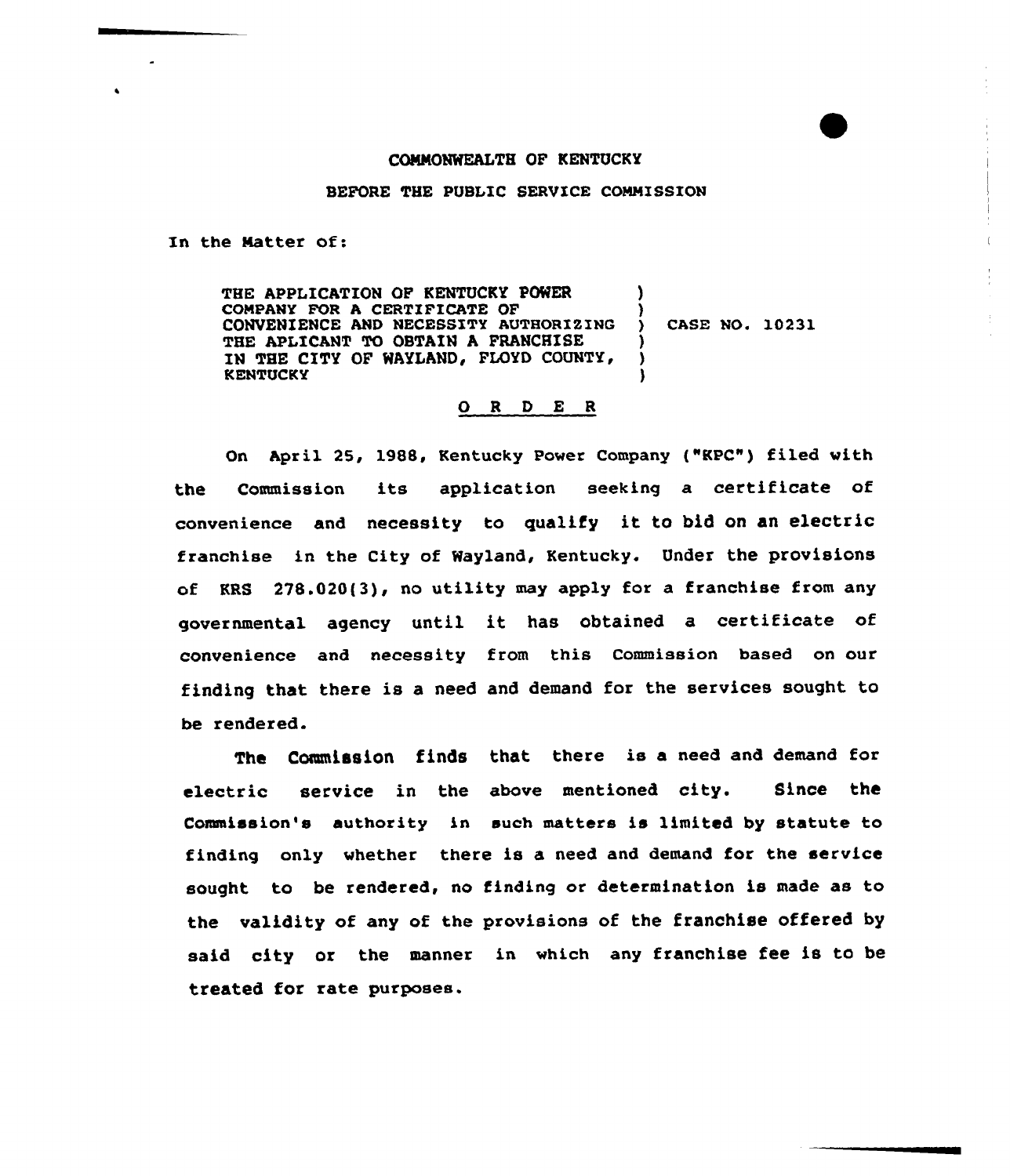COMMONWEALTH OF KENTUCKY

BEFORE THE PUBLIC SERVICE COMMISSION

In the Matter of:

THE APPLICATION OF KENTUCKY POWER COMPANY FOR A CERTIFICATE OF CONVENIENCE AND NECESSITY AUTHORIZING THE APLICANT TO OBTAIN A FRANCHISE IN THE CITY OF WAYLAND, FLOYD COUNTY, KENTUCKY ) CASE NO. 10231

O R D E R

On April 25, 1988, Kentucky Power Company ("KPC") filed with the Commission its application seeking a certificate of convenience and necessity to qualify it to bid on an electric franchise in the City of Wayland, Kentucky. Under the provisions of KRS 278.020(3), no utility may apply for a franchise from any governmental agency until it has obtained a certificate of convenience and necessity from this Commission based on our finding that there is a need and demand for the services sought to be rendered.

The Commission finds that there is a need and demand for electric service in the above mentioned city. Since the Commission's authority in such matters is limited by statute to finding only whether there is a need and demand for the service sought to be rendered, no finding or determination is made as to the validity of any of the provisions of the franchise offered by said city or the manner in which any franchise fee is to be treated for rate purposes.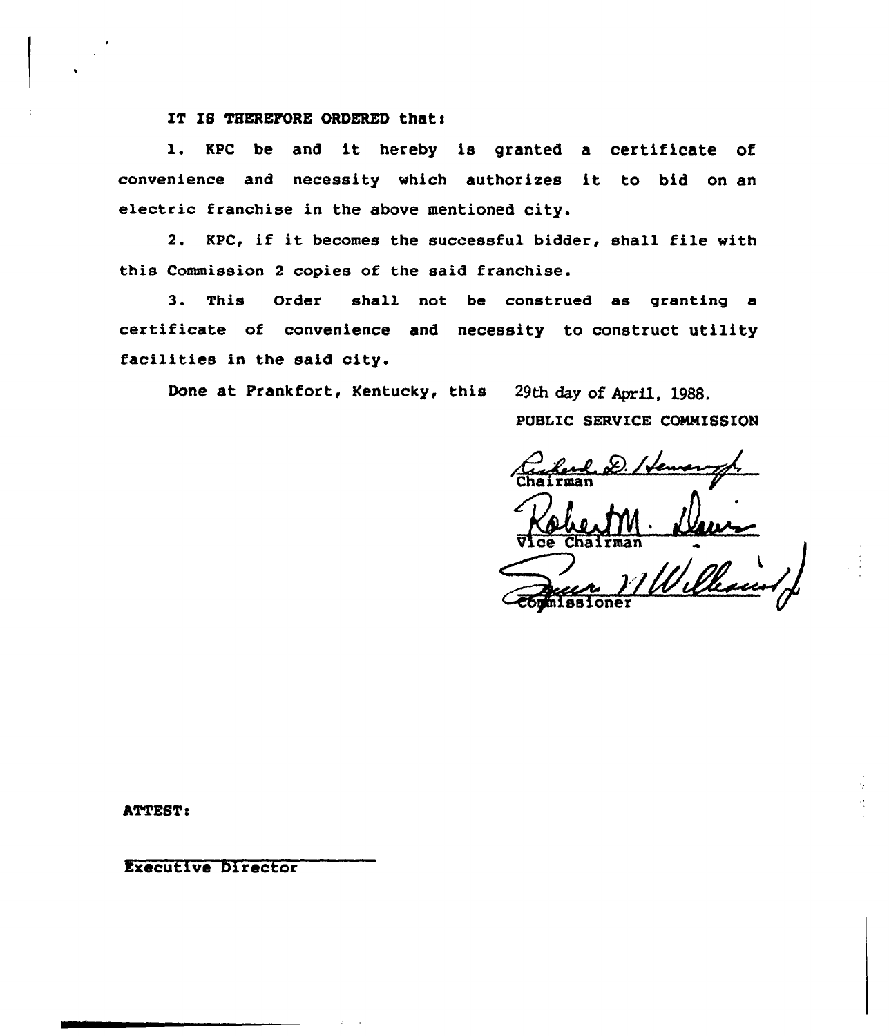IT IS THEREFORE ORDERED that:

1. KPC be and it hereby is granted a certificate of convenience and necessity which authorizes it to bid on an electric franchise in the above mentioned city.

2. KPC, if it becomes the successful bidder, shall file with this Commission 2 copies of the said franchise.

3. This Order shall not be construed as granting a certificate of convenience and necessity to construct utility facilities in the said city.

Done at Frankfort, Kentucky, this 29th day of April, 1988.

PUBLIC SERVICE COMMISSION

Chairman

Vice Chairman

Commissioner

ATTEST:

Executive Director